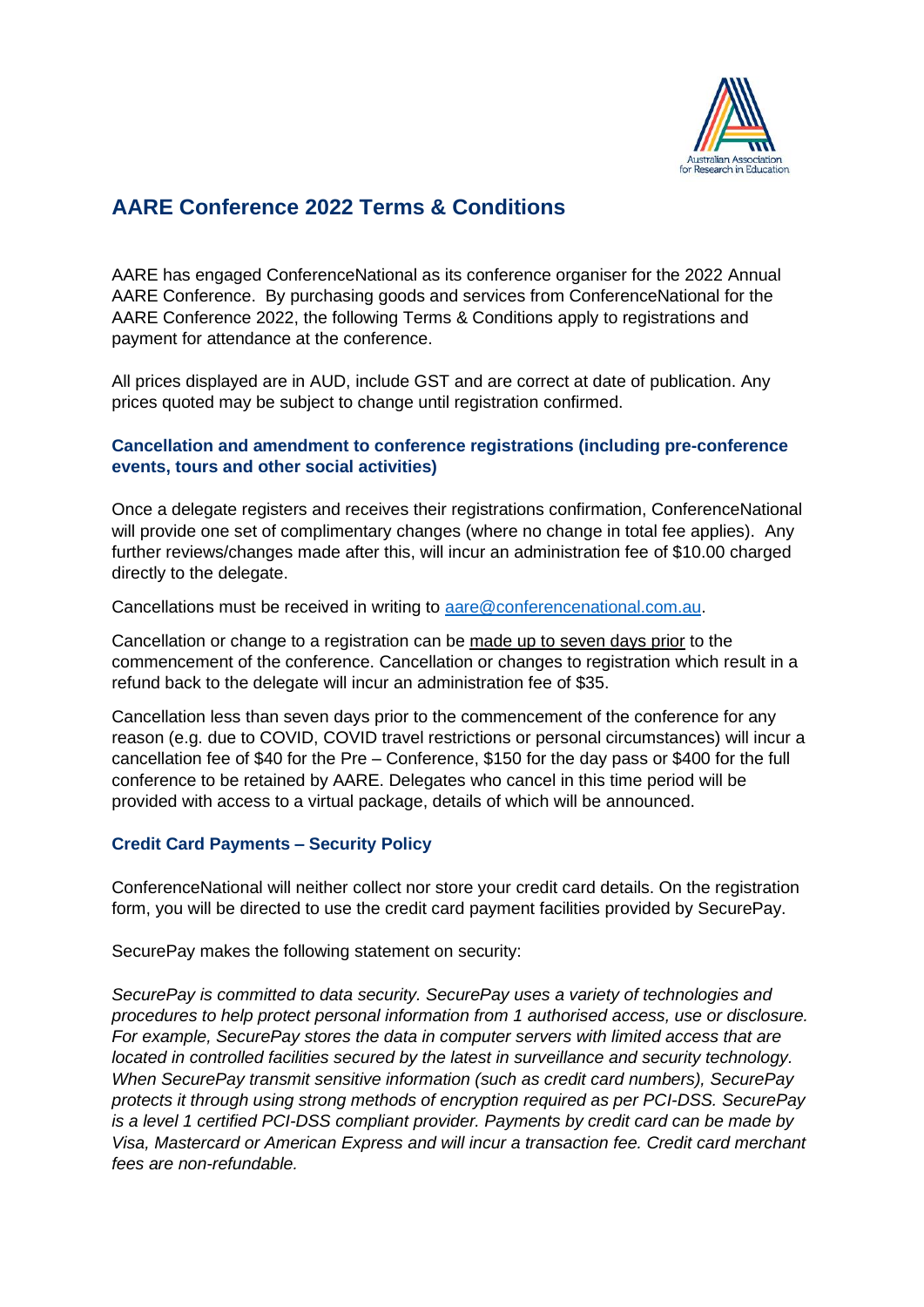# AARE Conference 2022 Terms & Conditions

AARE has engaged ConferenceNational as its conference organiser for the 2022 Annual AARE Conference. By purchasing goods and services from ConferenceNational for the AARE Conference 2022, the following Terms & Conditions apply to registrations and payment for attendance at the conference.

All prices displayed are in AUD, include GST and are correct at date of publication. Any prices quoted may be subject to change until registration confirmed.

### Cancellation and amendment to conference registrations (including pre-conference events, tours and other social activities)

Once a delegate registers and receives their registrations confirmation, ConferenceNational will provide one set of complimentary changes (where no change in total fee applies). Any further reviews/changes made after this, will incur an administration fee of $10.00 charged directly to the delegate.

Cancellations must be received in writing to aare@conferencenational.com.au.

Cancellation or change to a registration can be made up to seven days prior to the commencement of the conference. Cancellation or changes to registration which result in a refund back to the delegate will incur an administration fee of $35.

Cancellation less than seven days prior to the commencement of the conference for any reason (e.g. due to COVID, COVID travel restrictions or personal circumstances) will incur a cancellation fee of $40 for the Pre – Conference, $150 for the day pass or $400 for the full conference to be retained by AARE. Delegates who cancel in this time period will be provided with access to a virtual package, details of which will be announced.

### Credit Card Payments – Security Policy

ConferenceNational will neither collect nor store your credit card details. On the registration form, you will be directed to use the credit card payment facilities provided by SecurePay.

SecurePay makes the following statement on security:

*SecurePay is committed to data security. SecurePay uses a variety of technologies and procedures to help protect personal information from 1 authorised access, use or disclosure. For example, SecurePay stores the data in computer servers with limited access that are located in controlled facilities secured by the latest in surveillance and security technology. When SecurePay transmit sensitive information (such as credit card numbers), SecurePay protects it through using strong methods of encryption required as per PCI-DSS. SecurePay is a level 1 certified PCI-DSS compliant provider. Payments by credit card can be made by Visa, Mastercard or American Express and will incur a transaction fee. Credit card merchant fees are non-refundable.*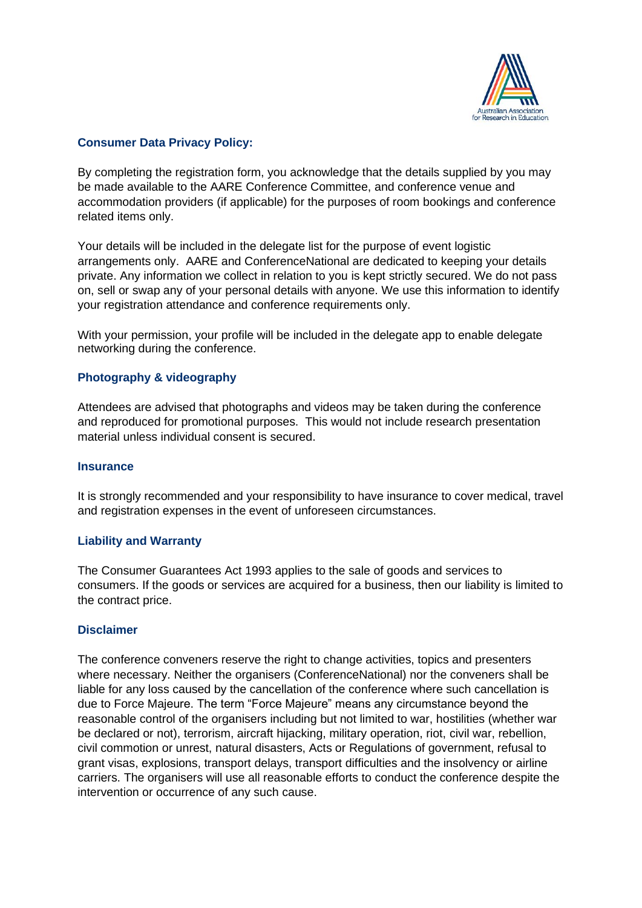## Consumer Data Privacy Policy:

By completing the registration form, you acknowledge that the details supplied by you may be made available to the AARE Conference Committee, and conference venue and accommodation providers (if applicable) for the purposes of room bookings and conference related items only.

Your details will be included in the delegate list for the purpose of event logistic arrangements only. AARE and ConferenceNational are dedicated to keeping your details private. Any information we collect in relation to you is kept strictly secured. We do not pass on, sell or swap any of your personal details with anyone. We use this information to identify your registration attendance and conference requirements only.

With your permission, your profile will be included in the delegate app to enable delegate networking during the conference.

## Photography & videography

Attendees are advised that photographs and videos may be taken during the conference and reproduced for promotional purposes. This would not include research presentation material unless individual consent is secured.

## Insurance

It is strongly recommended and your responsibility to have insurance to cover medical, travel and registration expenses in the event of unforeseen circumstances.

## Liability and Warranty

The Consumer Guarantees Act 1993 applies to the sale of goods and services to consumers. If the goods or services are acquired for a business, then our liability is limited to the contract price.

## Disclaimer

The conference conveners reserve the right to change activities, topics and presenters where necessary. Neither the organisers (ConferenceNational) nor the conveners shall be liable for any loss caused by the cancellation of the conference where such cancellation is due to Force Majeure. The term "Force Majeure" means any circumstance beyond the reasonable control of the organisers including but not limited to war, hostilities (whether war be declared or not), terrorism, aircraft hijacking, military operation, riot, civil war, rebellion, civil commotion or unrest, natural disasters, Acts or Regulations of government, refusal to grant visas, explosions, transport delays, transport difficulties and the insolvency or airline carriers. The organisers will use all reasonable efforts to conduct the conference despite the intervention or occurrence of any such cause.